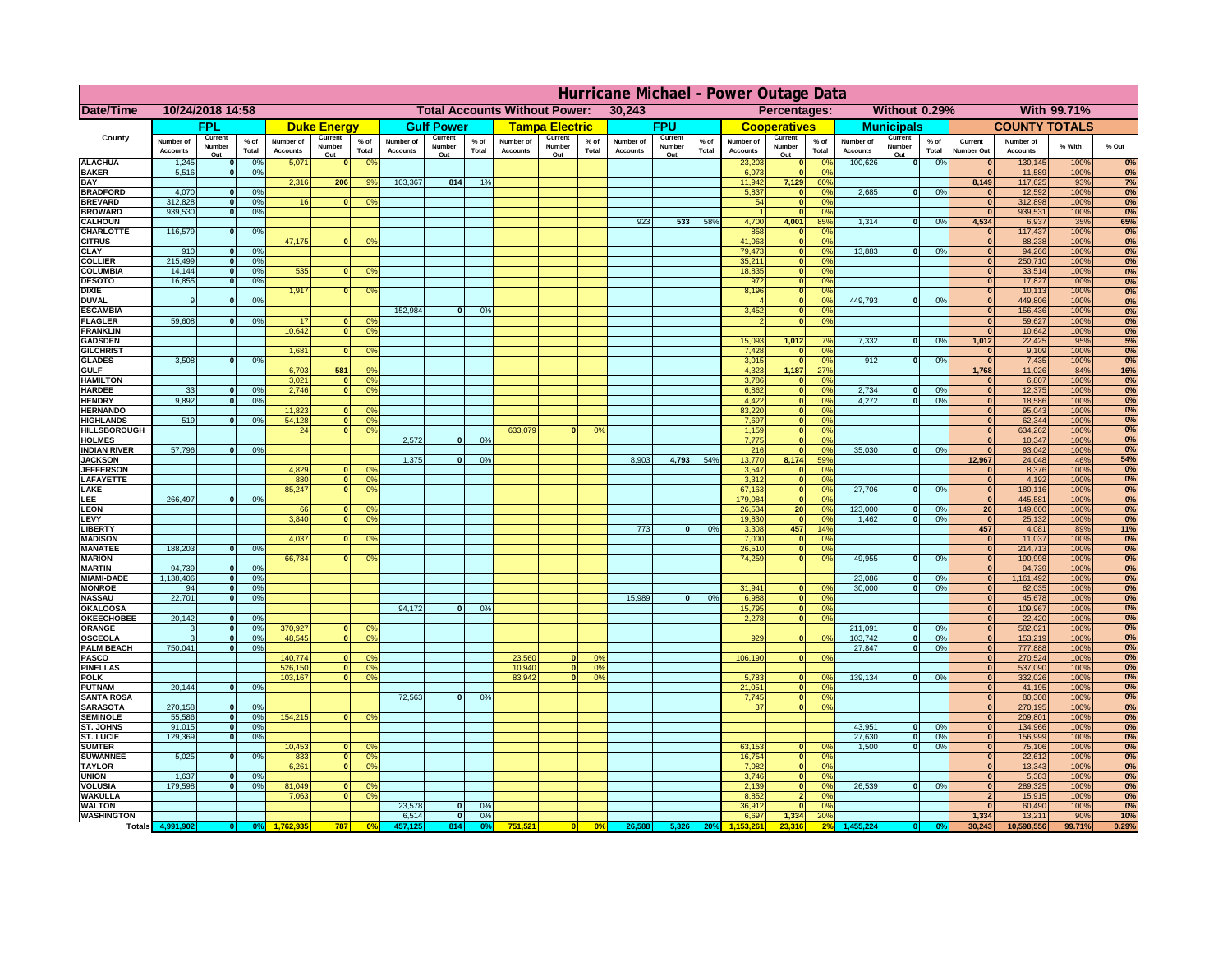# Hurricane Michael - Power Outage Data

| Date/Time | 10/24/2018 14:58 | | Total Accounts Without Power: | 30,243 | | Percentages: | Without 0.29% | With 99.71% |
|---|---|---|---|---|---|---|---|---|

| County | FPL | | | Duke Energy | | | Gulf Power | | | Tampa Electric | | | FPU | | | Cooperatives | | | Municipals | | | COUNTY TOTALS | | | |
|---|---|---|---|---|---|---|---|---|---|---|---|---|---|---|---|---|---|---|---|---|---|---|---|---|---|
| | Number of Accounts | Current Number Out | % of Total | Number of Accounts | Current Number Out | % of Total | Number of Accounts | Current Number Out | % of Total | Number of Accounts | Current Number Out | % of Total | Number of Accounts | Current Number Out | % of Total | Number of Accounts | Current Number Out | % of Total | Number of Accounts | Current Number Out | % of Total | Current Number Out | Number of Accounts | % With | % Out |
| ALACHUA | 1,245 | 0 | 0% | 5,071 | 0 | 0% | | | | | | | | | | 23,203 | 0 | 0% | 100,626 | 0 | 0% | 0 | 130,145 | 100% | 0% |
| BAKER | 5,516 | 0 | 0% | | | | | | | | | | | | | 6,073 | 0 | 0% | | | | 0 | 11,589 | 100% | 0% |
| BAY | | | | 2,316 | 206 | 9% | 103,367 | 814 | 1% | | | | | | | 11,942 | 7,129 | 60% | | | | 8,149 | 117,625 | 93% | 7% |
| BRADFORD | 4,070 | 0 | 0% | | | | | | | | | | | | | 5,837 | 0 | 0% | 2,685 | 0 | 0% | 0 | 12,592 | 100% | 0% |
| BREVARD | 312,828 | 0 | 0% | 16 | 0 | 0% | | | | | | | | | | 54 | 0 | 0% | | | | 0 | 312,898 | 100% | 0% |
| BROWARD | 939,530 | 0 | 0% | | | | | | | | | | | | | 1 | 0 | 0% | | | | 0 | 939,531 | 100% | 0% |
| CALHOUN | | | | | | | | | | | | | 923 | 533 | 58% | 4,700 | 4,001 | 85% | 1,314 | 0 | 0% | 4,534 | 6,937 | 35% | 65% |
| CHARLOTTE | 116,579 | 0 | 0% | | | | | | | | | | | | | 858 | 0 | 0% | | | | 0 | 117,437 | 100% | 0% |
| CITRUS | | | | 47,175 | 0 | 0% | | | | | | | | | | 41,063 | 0 | 0% | | | | 0 | 88,238 | 100% | 0% |
| CLAY | 910 | 0 | 0% | | | | | | | | | | | | | 79,473 | 0 | 0% | 13,883 | 0 | 0% | 0 | 94,266 | 100% | 0% |
| COLLIER | 215,499 | 0 | 0% | | | | | | | | | | | | | 35,211 | 0 | 0% | | | | 0 | 250,710 | 100% | 0% |
| COLUMBIA | 14,144 | 0 | 0% | 535 | 0 | 0% | | | | | | | | | | 18,835 | 0 | 0% | | | | 0 | 33,514 | 100% | 0% |
| DESOTO | 16,855 | 0 | 0% | | | | | | | | | | | | | 972 | 0 | 0% | | | | 0 | 17,827 | 100% | 0% |
| DIXIE | | | | 1,917 | 0 | 0% | | | | | | | | | | 8,196 | 0 | 0% | | | | 0 | 10,113 | 100% | 0% |
| DUVAL | 9 | 0 | 0% | | | | | | | | | | | | | 4 | 0 | 0% | 449,793 | 0 | 0% | 0 | 449,806 | 100% | 0% |
| ESCAMBIA | | | | | | | 152,984 | 0 | 0% | | | | | | | 3,452 | 0 | 0% | | | | 0 | 156,436 | 100% | 0% |
| FLAGLER | 59,608 | 0 | 0% | 17 | 0 | 0% | | | | | | | | | | 2 | 0 | 0% | | | | 0 | 59,627 | 100% | 0% |
| FRANKLIN | | | | 10,642 | 0 | 0% | | | | | | | | | | | | | | | | 0 | 10,642 | 100% | 0% |
| GADSDEN | | | | | | | | | | | | | | | | 15,093 | 1,012 | 7% | 7,332 | 0 | 0% | 1,012 | 22,425 | 95% | 5% |
| GILCHRIST | | | | 1,681 | 0 | 0% | | | | | | | | | | 7,428 | 0 | 0% | | | | 0 | 9,109 | 100% | 0% |
| GLADES | 3,508 | 0 | 0% | | | | | | | | | | | | | 3,015 | 0 | 0% | 912 | 0 | 0% | 0 | 7,435 | 100% | 0% |
| GULF | | | | 6,703 | 581 | 9% | | | | | | | | | | 4,323 | 1,187 | 27% | | | | 1,768 | 11,026 | 84% | 16% |
| HAMILTON | | | | 3,021 | 0 | 0% | | | | | | | | | | 3,786 | 0 | 0% | | | | 0 | 6,807 | 100% | 0% |
| HARDEE | 33 | 0 | 0% | 2,746 | 0 | 0% | | | | | | | | | | 6,862 | 0 | 0% | 2,734 | 0 | 0% | 0 | 12,375 | 100% | 0% |
| HENDRY | 9,892 | 0 | 0% | | | | | | | | | | | | | 4,422 | 0 | 0% | 4,272 | 0 | 0% | 0 | 18,586 | 100% | 0% |
| HERNANDO | | | | 11,823 | 0 | 0% | | | | | | | | | | 83,220 | 0 | 0% | | | | 0 | 95,043 | 100% | 0% |
| HIGHLANDS | 519 | 0 | 0% | 54,128 | 0 | 0% | | | | | | | | | | 7,697 | 0 | 0% | | | | 0 | 62,344 | 100% | 0% |
| HILLSBOROUGH | | | | 24 | 0 | 0% | | | | 633,079 | 0 | 0% | | | | 1,159 | 0 | 0% | | | | 0 | 634,262 | 100% | 0% |
| HOLMES | | | | | | | 2,572 | 0 | 0% | | | | | | | 7,775 | 0 | 0% | | | | 0 | 10,347 | 100% | 0% |
| INDIAN RIVER | 57,796 | 0 | 0% | | | | | | | | | | | | | 216 | 0 | 0% | 35,030 | 0 | 0% | 0 | 93,042 | 100% | 0% |
| JACKSON | | | | | | | 1,375 | 0 | 0% | | | | 8,903 | 4,793 | 54% | 13,770 | 8,174 | 59% | | | | 12,967 | 24,048 | 46% | 54% |
| JEFFERSON | | | | 4,829 | 0 | 0% | | | | | | | | | | 3,547 | 0 | 0% | | | | 0 | 8,376 | 100% | 0% |
| LAFAYETTE | | | | 880 | 0 | 0% | | | | | | | | | | 3,312 | 0 | 0% | | | | 0 | 4,192 | 100% | 0% |
| LAKE | | | | 85,247 | 0 | 0% | | | | | | | | | | 67,163 | 0 | 0% | 27,706 | 0 | 0% | 0 | 180,116 | 100% | 0% |
| LEE | 266,497 | 0 | 0% | | | | | | | | | | | | | 179,084 | 0 | 0% | | | | 0 | 445,581 | 100% | 0% |
| LEON | | | | 66 | 0 | 0% | | | | | | | | | | 26,534 | 20 | 0% | 123,000 | 0 | 0% | 20 | 149,600 | 100% | 0% |
| LEVY | | | | 3,840 | 0 | 0% | | | | | | | | | | 19,830 | 0 | 0% | 1,462 | 0 | 0% | 0 | 25,132 | 100% | 0% |
| LIBERTY | | | | | | | | | | | | | 773 | 0 | 0% | 3,308 | 457 | 14% | | | | 457 | 4,081 | 89% | 11% |
| MADISON | | | | 4,037 | 0 | 0% | | | | | | | | | | 7,000 | 0 | 0% | | | | 0 | 11,037 | 100% | 0% |
| MANATEE | 188,203 | 0 | 0% | | | | | | | | | | | | | 26,510 | 0 | 0% | | | | 0 | 214,713 | 100% | 0% |
| MARION | | | | 66,784 | 0 | 0% | | | | | | | | | | 74,259 | 0 | 0% | 49,955 | 0 | 0% | 0 | 190,998 | 100% | 0% |
| MARTIN | 94,739 | 0 | 0% | | | | | | | | | | | | | | | | | | | 0 | 94,739 | 100% | 0% |
| MIAMI-DADE | 1,138,406 | 0 | 0% | | | | | | | | | | | | | | | | 23,086 | 0 | 0% | 0 | 1,161,492 | 100% | 0% |
| MONROE | 94 | 0 | 0% | | | | | | | | | | | | | 31,941 | 0 | 0% | 30,000 | 0 | 0% | 0 | 62,035 | 100% | 0% |
| NASSAU | 22,701 | 0 | 0% | | | | | | | | | | 15,989 | 0 | 0% | 6,988 | 0 | 0% | | | | 0 | 45,678 | 100% | 0% |
| OKALOOSA | | | | | | | 94,172 | 0 | 0% | | | | | | | 15,795 | 0 | 0% | | | | 0 | 109,967 | 100% | 0% |
| OKEECHOBEE | 20,142 | 0 | 0% | | | | | | | | | | | | | 2,278 | 0 | 0% | | | | 0 | 22,420 | 100% | 0% |
| ORANGE | 3 | 0 | 0% | 370,927 | 0 | 0% | | | | | | | | | | | | | 211,091 | 0 | 0% | 0 | 582,021 | 100% | 0% |
| OSCEOLA | 3 | 0 | 0% | 48,545 | 0 | 0% | | | | | | | | | | 929 | 0 | 0% | 103,742 | 0 | 0% | 0 | 153,219 | 100% | 0% |
| PALM BEACH | 750,041 | 0 | 0% | | | | | | | | | | | | | | | | 27,847 | 0 | 0% | 0 | 777,888 | 100% | 0% |
| PASCO | | | | 140,774 | 0 | 0% | | | | 23,560 | 0 | 0% | | | | 106,190 | 0 | 0% | | | | 0 | 270,524 | 100% | 0% |
| PINELLAS | | | | 526,150 | 0 | 0% | | | | 10,940 | 0 | 0% | | | | | | | | | | 0 | 537,090 | 100% | 0% |
| POLK | | | | 103,167 | 0 | 0% | | | | 83,942 | 0 | 0% | | | | 5,783 | 0 | 0% | 139,134 | 0 | 0% | 0 | 332,026 | 100% | 0% |
| PUTNAM | 20,144 | 0 | 0% | | | | | | | | | | | | | 21,051 | 0 | 0% | | | | 0 | 41,195 | 100% | 0% |
| SANTA ROSA | | | | | | | 72,563 | 0 | 0% | | | | | | | 7,745 | 0 | 0% | | | | 0 | 80,308 | 100% | 0% |
| SARASOTA | 270,158 | 0 | 0% | | | | | | | | | | | | | 37 | 0 | 0% | | | | 0 | 270,195 | 100% | 0% |
| SEMINOLE | 55,586 | 0 | 0% | 154,215 | 0 | 0% | | | | | | | | | | | | | | | | 0 | 209,801 | 100% | 0% |
| ST. JOHNS | 91,015 | 0 | 0% | | | | | | | | | | | | | | | | 43,951 | 0 | 0% | 0 | 134,966 | 100% | 0% |
| ST. LUCIE | 129,369 | 0 | 0% | | | | | | | | | | | | | | | | 27,630 | 0 | 0% | 0 | 156,999 | 100% | 0% |
| SUMTER | | | | 10,453 | 0 | 0% | | | | | | | | | | 63,153 | 0 | 0% | 1,500 | 0 | 0% | 0 | 75,106 | 100% | 0% |
| SUWANNEE | 5,025 | 0 | 0% | 833 | 0 | 0% | | | | | | | | | | 16,754 | 0 | 0% | | | | 0 | 22,612 | 100% | 0% |
| TAYLOR | | | | 6,261 | 0 | 0% | | | | | | | | | | 7,082 | 0 | 0% | | | | 0 | 13,343 | 100% | 0% |
| UNION | 1,637 | 0 | 0% | | | | | | | | | | | | | 3,746 | 0 | 0% | | | | 0 | 5,383 | 100% | 0% |
| VOLUSIA | 179,598 | 0 | 0% | 81,049 | 0 | 0% | | | | | | | | | | 2,139 | 0 | 0% | 26,539 | 0 | 0% | 0 | 289,325 | 100% | 0% |
| WAKULLA | | | | 7,063 | 0 | 0% | | | | | | | | | | 8,852 | 2 | 0% | | | | 2 | 15,915 | 100% | 0% |
| WALTON | | | | | | | 23,578 | 0 | 0% | | | | | | | 36,912 | 0 | 0% | | | | 0 | 60,490 | 100% | 0% |
| WASHINGTON | | | | | | | 6,514 | 0 | 0% | | | | | | | 6,697 | 1,334 | 20% | | | | 1,334 | 13,211 | 90% | 10% |
| Totals | 4,991,902 | 0 | 0% | 1,762,935 | 787 | 0% | 457,125 | 814 | 0% | 751,521 | 0 | 0% | 26,588 | 5,326 | 20% | 1,153,261 | 23,316 | 2% | 1,455,224 | 0 | 0% | 30,243 | 10,598,556 | 99.71% | 0.29% |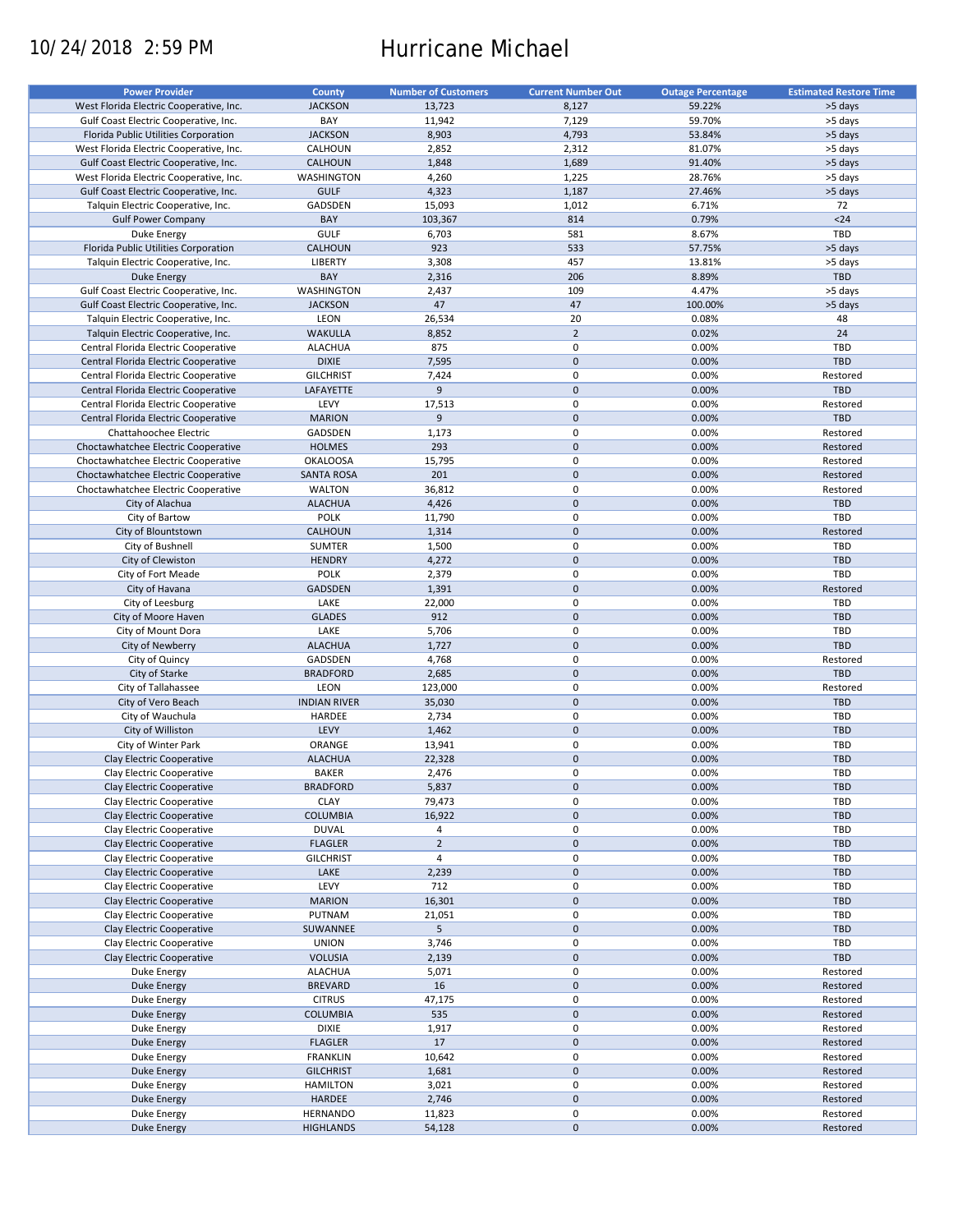10/24/2018 2:59 PM

# Hurricane Michael

| Power Provider | County | Number of Customers | Current Number Out | Outage Percentage | Estimated Restore Time |
|---|---|---|---|---|---|
| West Florida Electric Cooperative, Inc. | JACKSON | 13,723 | 8,127 | 59.22% | >5 days |
| Gulf Coast Electric Cooperative, Inc. | BAY | 11,942 | 7,129 | 59.70% | >5 days |
| Florida Public Utilities Corporation | JACKSON | 8,903 | 4,793 | 53.84% | >5 days |
| West Florida Electric Cooperative, Inc. | CALHOUN | 2,852 | 2,312 | 81.07% | >5 days |
| Gulf Coast Electric Cooperative, Inc. | CALHOUN | 1,848 | 1,689 | 91.40% | >5 days |
| West Florida Electric Cooperative, Inc. | WASHINGTON | 4,260 | 1,225 | 28.76% | >5 days |
| Gulf Coast Electric Cooperative, Inc. | GULF | 4,323 | 1,187 | 27.46% | >5 days |
| Talquin Electric Cooperative, Inc. | GADSDEN | 15,093 | 1,012 | 6.71% | 72 |
| Gulf Power Company | BAY | 103,367 | 814 | 0.79% | <24 |
| Duke Energy | GULF | 6,703 | 581 | 8.67% | TBD |
| Florida Public Utilities Corporation | CALHOUN | 923 | 533 | 57.75% | >5 days |
| Talquin Electric Cooperative, Inc. | LIBERTY | 3,308 | 457 | 13.81% | >5 days |
| Duke Energy | BAY | 2,316 | 206 | 8.89% | TBD |
| Gulf Coast Electric Cooperative, Inc. | WASHINGTON | 2,437 | 109 | 4.47% | >5 days |
| Gulf Coast Electric Cooperative, Inc. | JACKSON | 47 | 47 | 100.00% | >5 days |
| Talquin Electric Cooperative, Inc. | LEON | 26,534 | 20 | 0.08% | 48 |
| Talquin Electric Cooperative, Inc. | WAKULLA | 8,852 | 2 | 0.02% | 24 |
| Central Florida Electric Cooperative | ALACHUA | 875 | 0 | 0.00% | TBD |
| Central Florida Electric Cooperative | DIXIE | 7,595 | 0 | 0.00% | TBD |
| Central Florida Electric Cooperative | GILCHRIST | 7,424 | 0 | 0.00% | Restored |
| Central Florida Electric Cooperative | LAFAYETTE | 9 | 0 | 0.00% | TBD |
| Central Florida Electric Cooperative | LEVY | 17,513 | 0 | 0.00% | Restored |
| Central Florida Electric Cooperative | MARION | 9 | 0 | 0.00% | TBD |
| Chattahoochee Electric | GADSDEN | 1,173 | 0 | 0.00% | Restored |
| Choctawhatchee Electric Cooperative | HOLMES | 293 | 0 | 0.00% | Restored |
| Choctawhatchee Electric Cooperative | OKALOOSA | 15,795 | 0 | 0.00% | Restored |
| Choctawhatchee Electric Cooperative | SANTA ROSA | 201 | 0 | 0.00% | Restored |
| Choctawhatchee Electric Cooperative | WALTON | 36,812 | 0 | 0.00% | Restored |
| City of Alachua | ALACHUA | 4,426 | 0 | 0.00% | TBD |
| City of Bartow | POLK | 11,790 | 0 | 0.00% | TBD |
| City of Blountstown | CALHOUN | 1,314 | 0 | 0.00% | Restored |
| City of Bushnell | SUMTER | 1,500 | 0 | 0.00% | TBD |
| City of Clewiston | HENDRY | 4,272 | 0 | 0.00% | TBD |
| City of Fort Meade | POLK | 2,379 | 0 | 0.00% | TBD |
| City of Havana | GADSDEN | 1,391 | 0 | 0.00% | Restored |
| City of Leesburg | LAKE | 22,000 | 0 | 0.00% | TBD |
| City of Moore Haven | GLADES | 912 | 0 | 0.00% | TBD |
| City of Mount Dora | LAKE | 5,706 | 0 | 0.00% | TBD |
| City of Newberry | ALACHUA | 1,727 | 0 | 0.00% | TBD |
| City of Quincy | GADSDEN | 4,768 | 0 | 0.00% | Restored |
| City of Starke | BRADFORD | 2,685 | 0 | 0.00% | TBD |
| City of Tallahassee | LEON | 123,000 | 0 | 0.00% | Restored |
| City of Vero Beach | INDIAN RIVER | 35,030 | 0 | 0.00% | TBD |
| City of Wauchula | HARDEE | 2,734 | 0 | 0.00% | TBD |
| City of Williston | LEVY | 1,462 | 0 | 0.00% | TBD |
| City of Winter Park | ORANGE | 13,941 | 0 | 0.00% | TBD |
| Clay Electric Cooperative | ALACHUA | 22,328 | 0 | 0.00% | TBD |
| Clay Electric Cooperative | BAKER | 2,476 | 0 | 0.00% | TBD |
| Clay Electric Cooperative | BRADFORD | 5,837 | 0 | 0.00% | TBD |
| Clay Electric Cooperative | CLAY | 79,473 | 0 | 0.00% | TBD |
| Clay Electric Cooperative | COLUMBIA | 16,922 | 0 | 0.00% | TBD |
| Clay Electric Cooperative | DUVAL | 4 | 0 | 0.00% | TBD |
| Clay Electric Cooperative | FLAGLER | 2 | 0 | 0.00% | TBD |
| Clay Electric Cooperative | GILCHRIST | 4 | 0 | 0.00% | TBD |
| Clay Electric Cooperative | LAKE | 2,239 | 0 | 0.00% | TBD |
| Clay Electric Cooperative | LEVY | 712 | 0 | 0.00% | TBD |
| Clay Electric Cooperative | MARION | 16,301 | 0 | 0.00% | TBD |
| Clay Electric Cooperative | PUTNAM | 21,051 | 0 | 0.00% | TBD |
| Clay Electric Cooperative | SUWANNEE | 5 | 0 | 0.00% | TBD |
| Clay Electric Cooperative | UNION | 3,746 | 0 | 0.00% | TBD |
| Clay Electric Cooperative | VOLUSIA | 2,139 | 0 | 0.00% | TBD |
| Duke Energy | ALACHUA | 5,071 | 0 | 0.00% | Restored |
| Duke Energy | BREVARD | 16 | 0 | 0.00% | Restored |
| Duke Energy | CITRUS | 47,175 | 0 | 0.00% | Restored |
| Duke Energy | COLUMBIA | 535 | 0 | 0.00% | Restored |
| Duke Energy | DIXIE | 1,917 | 0 | 0.00% | Restored |
| Duke Energy | FLAGLER | 17 | 0 | 0.00% | Restored |
| Duke Energy | FRANKLIN | 10,642 | 0 | 0.00% | Restored |
| Duke Energy | GILCHRIST | 1,681 | 0 | 0.00% | Restored |
| Duke Energy | HAMILTON | 3,021 | 0 | 0.00% | Restored |
| Duke Energy | HARDEE | 2,746 | 0 | 0.00% | Restored |
| Duke Energy | HERNANDO | 11,823 | 0 | 0.00% | Restored |
| Duke Energy | HIGHLANDS | 54,128 | 0 | 0.00% | Restored |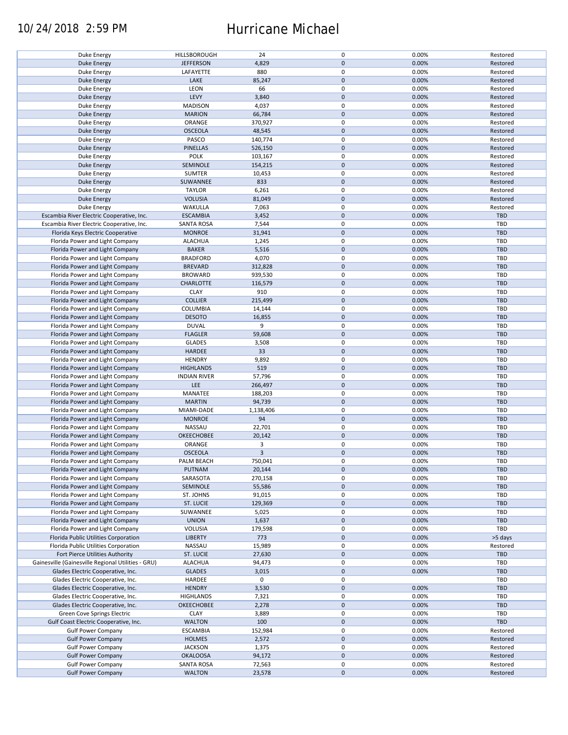| Duke Energy | HILLSBOROUGH | 24 | 0 | 0.00% | Restored |
|---|---|---|---|---|---|
| Duke Energy | JEFFERSON | 4,829 | 0 | 0.00% | Restored |
| Duke Energy | LAFAYETTE | 880 | 0 | 0.00% | Restored |
| Duke Energy | LAKE | 85,247 | 0 | 0.00% | Restored |
| Duke Energy | LEON | 66 | 0 | 0.00% | Restored |
| Duke Energy | LEVY | 3,840 | 0 | 0.00% | Restored |
| Duke Energy | MADISON | 4,037 | 0 | 0.00% | Restored |
| Duke Energy | MARION | 66,784 | 0 | 0.00% | Restored |
| Duke Energy | ORANGE | 370,927 | 0 | 0.00% | Restored |
| Duke Energy | OSCEOLA | 48,545 | 0 | 0.00% | Restored |
| Duke Energy | PASCO | 140,774 | 0 | 0.00% | Restored |
| Duke Energy | PINELLAS | 526,150 | 0 | 0.00% | Restored |
| Duke Energy | POLK | 103,167 | 0 | 0.00% | Restored |
| Duke Energy | SEMINOLE | 154,215 | 0 | 0.00% | Restored |
| Duke Energy | SUMTER | 10,453 | 0 | 0.00% | Restored |
| Duke Energy | SUWANNEE | 833 | 0 | 0.00% | Restored |
| Duke Energy | TAYLOR | 6,261 | 0 | 0.00% | Restored |
| Duke Energy | VOLUSIA | 81,049 | 0 | 0.00% | Restored |
| Duke Energy | WAKULLA | 7,063 | 0 | 0.00% | Restored |
| Escambia River Electric Cooperative, Inc. | ESCAMBIA | 3,452 | 0 | 0.00% | TBD |
| Escambia River Electric Cooperative, Inc. | SANTA ROSA | 7,544 | 0 | 0.00% | TBD |
| Florida Keys Electric Cooperative | MONROE | 31,941 | 0 | 0.00% | TBD |
| Florida Power and Light Company | ALACHUA | 1,245 | 0 | 0.00% | TBD |
| Florida Power and Light Company | BAKER | 5,516 | 0 | 0.00% | TBD |
| Florida Power and Light Company | BRADFORD | 4,070 | 0 | 0.00% | TBD |
| Florida Power and Light Company | BREVARD | 312,828 | 0 | 0.00% | TBD |
| Florida Power and Light Company | BROWARD | 939,530 | 0 | 0.00% | TBD |
| Florida Power and Light Company | CHARLOTTE | 116,579 | 0 | 0.00% | TBD |
| Florida Power and Light Company | CLAY | 910 | 0 | 0.00% | TBD |
| Florida Power and Light Company | COLLIER | 215,499 | 0 | 0.00% | TBD |
| Florida Power and Light Company | COLUMBIA | 14,144 | 0 | 0.00% | TBD |
| Florida Power and Light Company | DESOTO | 16,855 | 0 | 0.00% | TBD |
| Florida Power and Light Company | DUVAL | 9 | 0 | 0.00% | TBD |
| Florida Power and Light Company | FLAGLER | 59,608 | 0 | 0.00% | TBD |
| Florida Power and Light Company | GLADES | 3,508 | 0 | 0.00% | TBD |
| Florida Power and Light Company | HARDEE | 33 | 0 | 0.00% | TBD |
| Florida Power and Light Company | HENDRY | 9,892 | 0 | 0.00% | TBD |
| Florida Power and Light Company | HIGHLANDS | 519 | 0 | 0.00% | TBD |
| Florida Power and Light Company | INDIAN RIVER | 57,796 | 0 | 0.00% | TBD |
| Florida Power and Light Company | LEE | 266,497 | 0 | 0.00% | TBD |
| Florida Power and Light Company | MANATEE | 188,203 | 0 | 0.00% | TBD |
| Florida Power and Light Company | MARTIN | 94,739 | 0 | 0.00% | TBD |
| Florida Power and Light Company | MIAMI-DADE | 1,138,406 | 0 | 0.00% | TBD |
| Florida Power and Light Company | MONROE | 94 | 0 | 0.00% | TBD |
| Florida Power and Light Company | NASSAU | 22,701 | 0 | 0.00% | TBD |
| Florida Power and Light Company | OKEECHOBEE | 20,142 | 0 | 0.00% | TBD |
| Florida Power and Light Company | ORANGE | 3 | 0 | 0.00% | TBD |
| Florida Power and Light Company | OSCEOLA | 3 | 0 | 0.00% | TBD |
| Florida Power and Light Company | PALM BEACH | 750,041 | 0 | 0.00% | TBD |
| Florida Power and Light Company | PUTNAM | 20,144 | 0 | 0.00% | TBD |
| Florida Power and Light Company | SARASOTA | 270,158 | 0 | 0.00% | TBD |
| Florida Power and Light Company | SEMINOLE | 55,586 | 0 | 0.00% | TBD |
| Florida Power and Light Company | ST. JOHNS | 91,015 | 0 | 0.00% | TBD |
| Florida Power and Light Company | ST. LUCIE | 129,369 | 0 | 0.00% | TBD |
| Florida Power and Light Company | SUWANNEE | 5,025 | 0 | 0.00% | TBD |
| Florida Power and Light Company | UNION | 1,637 | 0 | 0.00% | TBD |
| Florida Power and Light Company | VOLUSIA | 179,598 | 0 | 0.00% | TBD |
| Florida Public Utilities Corporation | LIBERTY | 773 | 0 | 0.00% | >5 days |
| Florida Public Utilities Corporation | NASSAU | 15,989 | 0 | 0.00% | Restored |
| Fort Pierce Utilities Authority | ST. LUCIE | 27,630 | 0 | 0.00% | TBD |
| Gainesville (Gainesville Regional Utilities - GRU) | ALACHUA | 94,473 | 0 | 0.00% | TBD |
| Glades Electric Cooperative, Inc. | GLADES | 3,015 | 0 | 0.00% | TBD |
| Glades Electric Cooperative, Inc. | HARDEE | 0 | 0 | | TBD |
| Glades Electric Cooperative, Inc. | HENDRY | 3,530 | 0 | 0.00% | TBD |
| Glades Electric Cooperative, Inc. | HIGHLANDS | 7,321 | 0 | 0.00% | TBD |
| Glades Electric Cooperative, Inc. | OKEECHOBEE | 2,278 | 0 | 0.00% | TBD |
| Green Cove Springs Electric | CLAY | 3,889 | 0 | 0.00% | TBD |
| Gulf Coast Electric Cooperative, Inc. | WALTON | 100 | 0 | 0.00% | TBD |
| Gulf Power Company | ESCAMBIA | 152,984 | 0 | 0.00% | Restored |
| Gulf Power Company | HOLMES | 2,572 | 0 | 0.00% | Restored |
| Gulf Power Company | JACKSON | 1,375 | 0 | 0.00% | Restored |
| Gulf Power Company | OKALOOSA | 94,172 | 0 | 0.00% | Restored |
| Gulf Power Company | SANTA ROSA | 72,563 | 0 | 0.00% | Restored |
| Gulf Power Company | WALTON | 23,578 | 0 | 0.00% | Restored |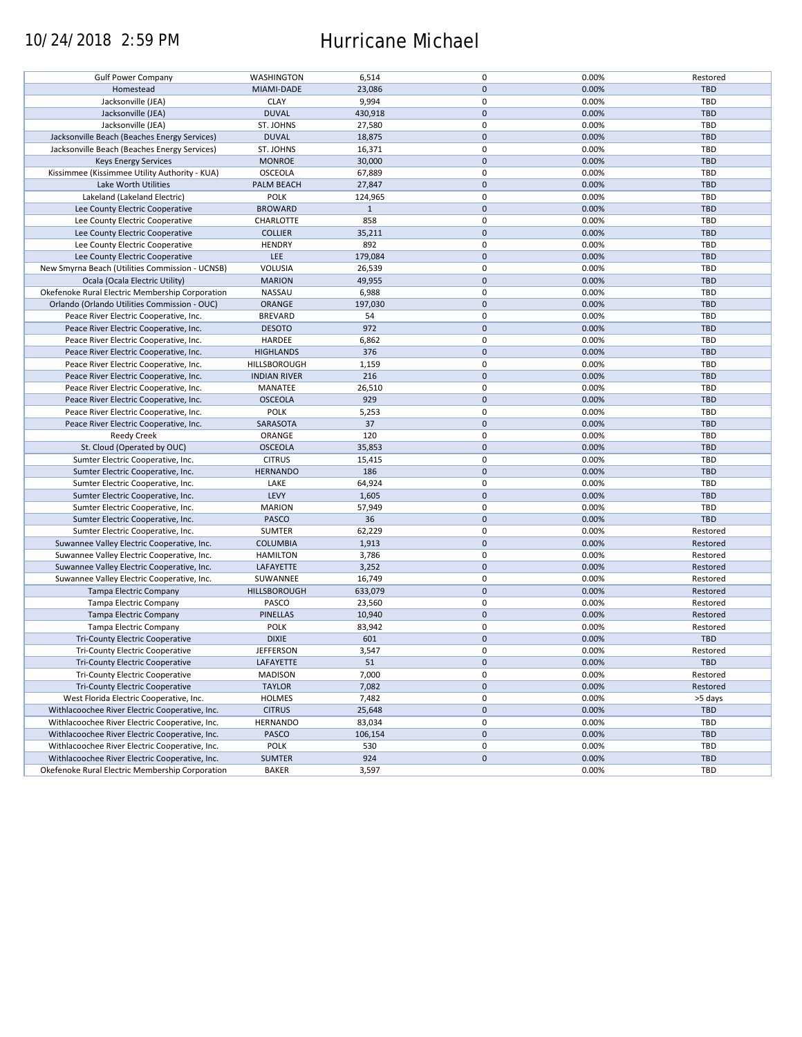# Hurricane Michael

| | | | | | |
|---|---|---|---|---|---|
| Gulf Power Company | WASHINGTON | 6,514 | 0 | 0.00% | Restored |
| Homestead | MIAMI-DADE | 23,086 | 0 | 0.00% | TBD |
| Jacksonville (JEA) | CLAY | 9,994 | 0 | 0.00% | TBD |
| Jacksonville (JEA) | DUVAL | 430,918 | 0 | 0.00% | TBD |
| Jacksonville (JEA) | ST. JOHNS | 27,580 | 0 | 0.00% | TBD |
| Jacksonville Beach (Beaches Energy Services) | DUVAL | 18,875 | 0 | 0.00% | TBD |
| Jacksonville Beach (Beaches Energy Services) | ST. JOHNS | 16,371 | 0 | 0.00% | TBD |
| Keys Energy Services | MONROE | 30,000 | 0 | 0.00% | TBD |
| Kissimmee (Kissimmee Utility Authority - KUA) | OSCEOLA | 67,889 | 0 | 0.00% | TBD |
| Lake Worth Utilities | PALM BEACH | 27,847 | 0 | 0.00% | TBD |
| Lakeland (Lakeland Electric) | POLK | 124,965 | 0 | 0.00% | TBD |
| Lee County Electric Cooperative | BROWARD | 1 | 0 | 0.00% | TBD |
| Lee County Electric Cooperative | CHARLOTTE | 858 | 0 | 0.00% | TBD |
| Lee County Electric Cooperative | COLLIER | 35,211 | 0 | 0.00% | TBD |
| Lee County Electric Cooperative | HENDRY | 892 | 0 | 0.00% | TBD |
| Lee County Electric Cooperative | LEE | 179,084 | 0 | 0.00% | TBD |
| New Smyrna Beach (Utilities Commission - UCNSB) | VOLUSIA | 26,539 | 0 | 0.00% | TBD |
| Ocala (Ocala Electric Utility) | MARION | 49,955 | 0 | 0.00% | TBD |
| Okefenoke Rural Electric Membership Corporation | NASSAU | 6,988 | 0 | 0.00% | TBD |
| Orlando (Orlando Utilities Commission - OUC) | ORANGE | 197,030 | 0 | 0.00% | TBD |
| Peace River Electric Cooperative, Inc. | BREVARD | 54 | 0 | 0.00% | TBD |
| Peace River Electric Cooperative, Inc. | DESOTO | 972 | 0 | 0.00% | TBD |
| Peace River Electric Cooperative, Inc. | HARDEE | 6,862 | 0 | 0.00% | TBD |
| Peace River Electric Cooperative, Inc. | HIGHLANDS | 376 | 0 | 0.00% | TBD |
| Peace River Electric Cooperative, Inc. | HILLSBOROUGH | 1,159 | 0 | 0.00% | TBD |
| Peace River Electric Cooperative, Inc. | INDIAN RIVER | 216 | 0 | 0.00% | TBD |
| Peace River Electric Cooperative, Inc. | MANATEE | 26,510 | 0 | 0.00% | TBD |
| Peace River Electric Cooperative, Inc. | OSCEOLA | 929 | 0 | 0.00% | TBD |
| Peace River Electric Cooperative, Inc. | POLK | 5,253 | 0 | 0.00% | TBD |
| Peace River Electric Cooperative, Inc. | SARASOTA | 37 | 0 | 0.00% | TBD |
| Reedy Creek | ORANGE | 120 | 0 | 0.00% | TBD |
| St. Cloud (Operated by OUC) | OSCEOLA | 35,853 | 0 | 0.00% | TBD |
| Sumter Electric Cooperative, Inc. | CITRUS | 15,415 | 0 | 0.00% | TBD |
| Sumter Electric Cooperative, Inc. | HERNANDO | 186 | 0 | 0.00% | TBD |
| Sumter Electric Cooperative, Inc. | LAKE | 64,924 | 0 | 0.00% | TBD |
| Sumter Electric Cooperative, Inc. | LEVY | 1,605 | 0 | 0.00% | TBD |
| Sumter Electric Cooperative, Inc. | MARION | 57,949 | 0 | 0.00% | TBD |
| Sumter Electric Cooperative, Inc. | PASCO | 36 | 0 | 0.00% | TBD |
| Sumter Electric Cooperative, Inc. | SUMTER | 62,229 | 0 | 0.00% | Restored |
| Suwannee Valley Electric Cooperative, Inc. | COLUMBIA | 1,913 | 0 | 0.00% | Restored |
| Suwannee Valley Electric Cooperative, Inc. | HAMILTON | 3,786 | 0 | 0.00% | Restored |
| Suwannee Valley Electric Cooperative, Inc. | LAFAYETTE | 3,252 | 0 | 0.00% | Restored |
| Suwannee Valley Electric Cooperative, Inc. | SUWANNEE | 16,749 | 0 | 0.00% | Restored |
| Tampa Electric Company | HILLSBOROUGH | 633,079 | 0 | 0.00% | Restored |
| Tampa Electric Company | PASCO | 23,560 | 0 | 0.00% | Restored |
| Tampa Electric Company | PINELLAS | 10,940 | 0 | 0.00% | Restored |
| Tampa Electric Company | POLK | 83,942 | 0 | 0.00% | Restored |
| Tri-County Electric Cooperative | DIXIE | 601 | 0 | 0.00% | TBD |
| Tri-County Electric Cooperative | JEFFERSON | 3,547 | 0 | 0.00% | Restored |
| Tri-County Electric Cooperative | LAFAYETTE | 51 | 0 | 0.00% | TBD |
| Tri-County Electric Cooperative | MADISON | 7,000 | 0 | 0.00% | Restored |
| Tri-County Electric Cooperative | TAYLOR | 7,082 | 0 | 0.00% | Restored |
| West Florida Electric Cooperative, Inc. | HOLMES | 7,482 | 0 | 0.00% | >5 days |
| Withlacoochee River Electric Cooperative, Inc. | CITRUS | 25,648 | 0 | 0.00% | TBD |
| Withlacoochee River Electric Cooperative, Inc. | HERNANDO | 83,034 | 0 | 0.00% | TBD |
| Withlacoochee River Electric Cooperative, Inc. | PASCO | 106,154 | 0 | 0.00% | TBD |
| Withlacoochee River Electric Cooperative, Inc. | POLK | 530 | 0 | 0.00% | TBD |
| Withlacoochee River Electric Cooperative, Inc. | SUMTER | 924 | 0 | 0.00% | TBD |
| Okefenoke Rural Electric Membership Corporation | BAKER | 3,597 | | 0.00% | TBD |